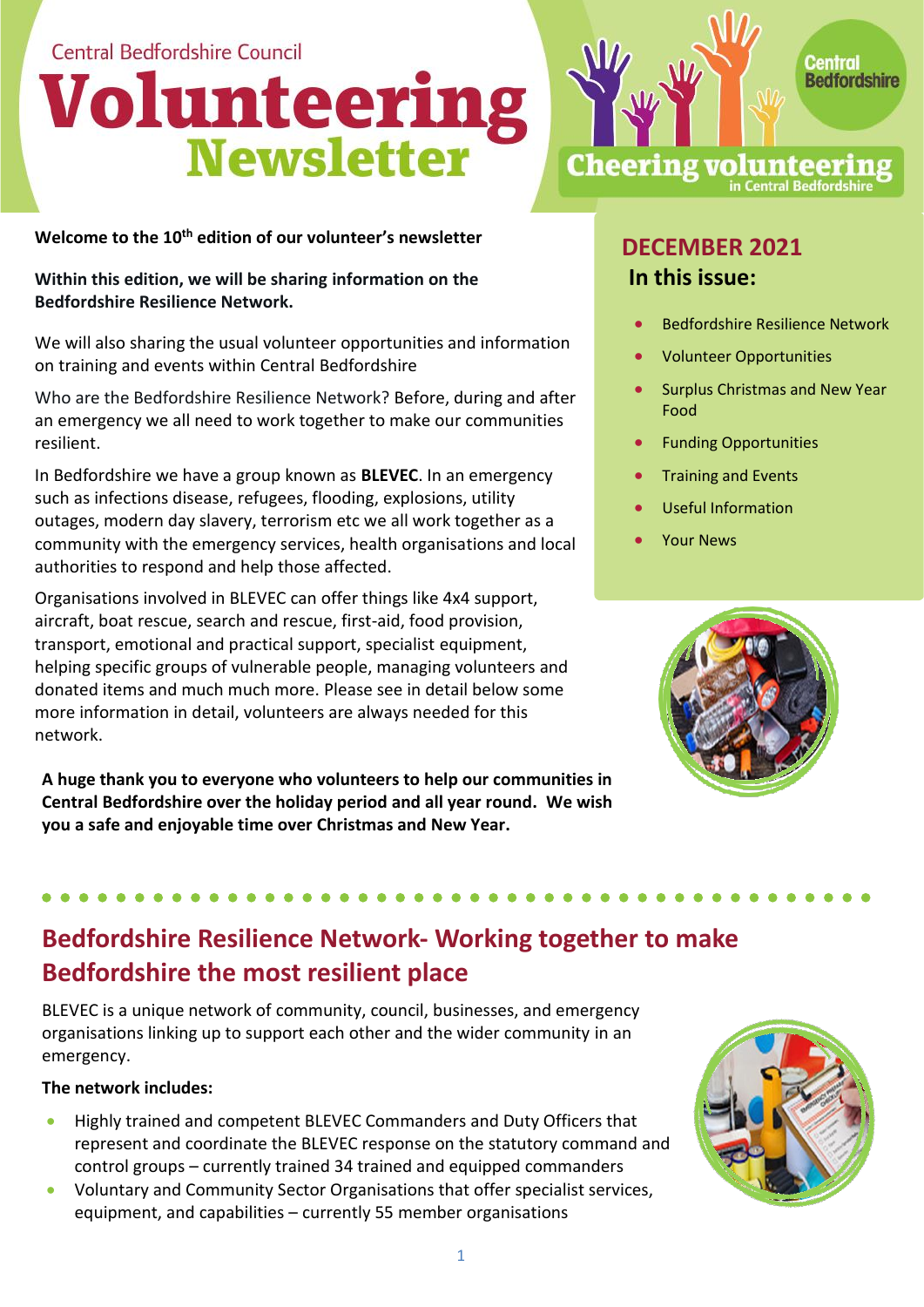Central Bedfordshire Council

# Volunteering Newsletter

Cheering volunteering in Central Bedfordshire

**Welcome to the 10th edition of our volunteer's newsletter**

**Within this edition, we will be sharing information on the Bedfordshire Resilience Network.**

We will also sharing the usual volunteer opportunities and information on training and events within Central Bedfordshire

Who are the Bedfordshire Resilience Network? Before, during and after an emergency we all need to work together to make our communities resilient.

In Bedfordshire we have a group known as **BLEVEC**. In an emergency such as infections disease, refugees, flooding, explosions, utility outages, modern day slavery, terrorism etc we all work together as a community with the emergency services, health organisations and local authorities to respond and help those affected.

Organisations involved in BLEVEC can offer things like 4x4 support, aircraft, boat rescue, search and rescue, first-aid, food provision, transport, emotional and practical support, specialist equipment, helping specific groups of vulnerable people, managing volunteers and donated items and much much more. Please see in detail below some more information in detail, volunteers are always needed for this network.

**A huge thank you to everyone who volunteers to help our communities in Central Bedfordshire over the holiday period and all year round. We wish you a safe and enjoyable time over Christmas and New Year.**

## DECEMBER 2021

### In this issue:

- Bedfordshire Resilience Network
- Volunteer Opportunities
- Surplus Christmas and New Year Food
- Funding Opportunities
- Training and Events
- Useful Information
- Your News

## Bedfordshire Resilience Network- Working together to make Bedfordshire the most resilient place

BLEVEC is a unique network of community, council, businesses, and emergency organisations linking up to support each other and the wider community in an emergency.

**The network includes:**

- Highly trained and competent BLEVEC Commanders and Duty Officers that represent and coordinate the BLEVEC response on the statutory command and control groups – currently trained 34 trained and equipped commanders
- Voluntary and Community Sector Organisations that offer specialist services, equipment, and capabilities – currently 55 member organisations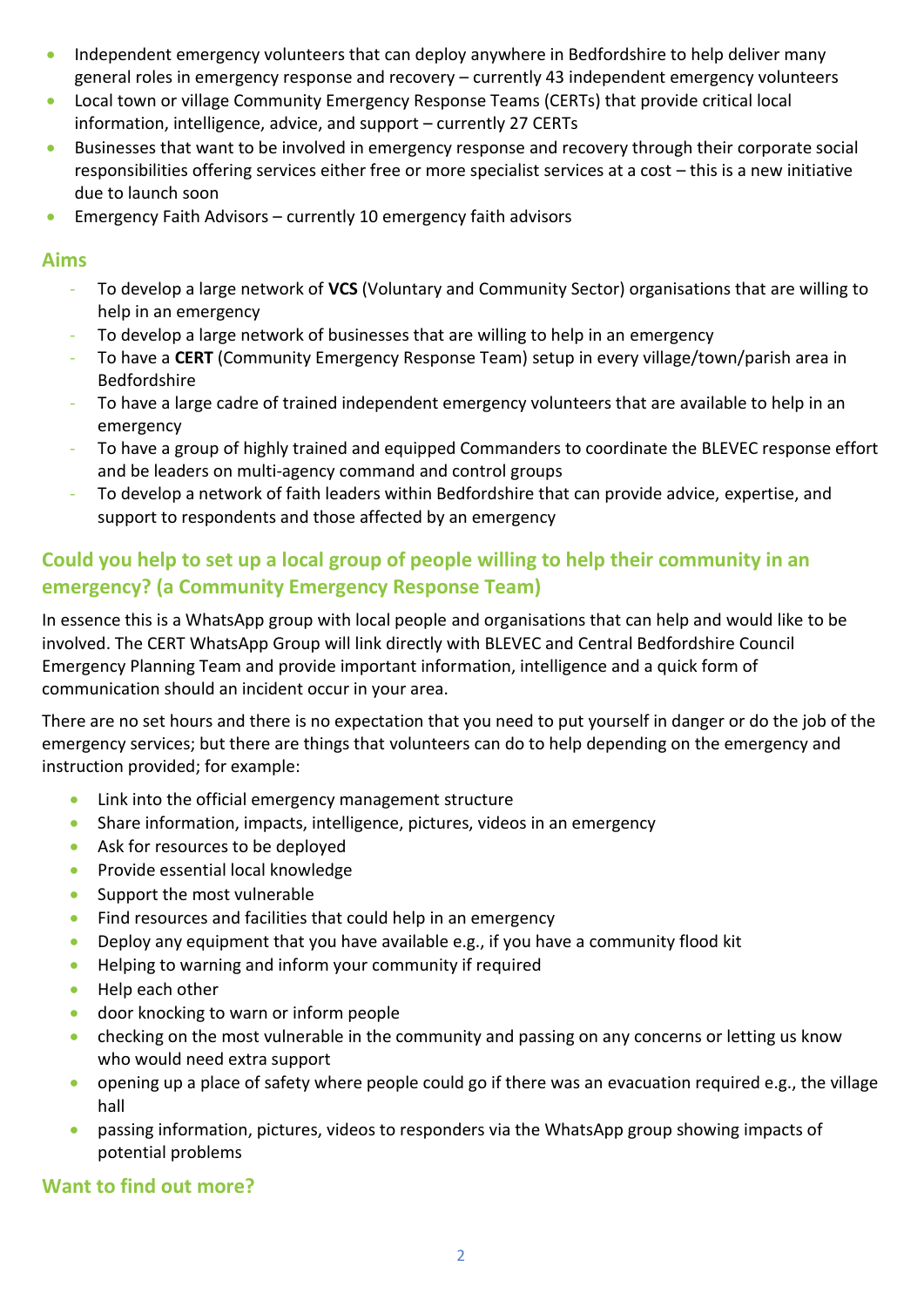- Independent emergency volunteers that can deploy anywhere in Bedfordshire to help deliver many general roles in emergency response and recovery – currently 43 independent emergency volunteers
- Local town or village Community Emergency Response Teams (CERTs) that provide critical local information, intelligence, advice, and support – currently 27 CERTs
- Businesses that want to be involved in emergency response and recovery through their corporate social responsibilities offering services either free or more specialist services at a cost – this is a new initiative due to launch soon
- Emergency Faith Advisors – currently 10 emergency faith advisors

## Aims

- To develop a large network of **VCS** (Voluntary and Community Sector) organisations that are willing to help in an emergency
- To develop a large network of businesses that are willing to help in an emergency
- To have a **CERT** (Community Emergency Response Team) setup in every village/town/parish area in Bedfordshire
- To have a large cadre of trained independent emergency volunteers that are available to help in an emergency
- To have a group of highly trained and equipped Commanders to coordinate the BLEVEC response effort and be leaders on multi-agency command and control groups
- To develop a network of faith leaders within Bedfordshire that can provide advice, expertise, and support to respondents and those affected by an emergency

## Could you help to set up a local group of people willing to help their community in an emergency? (a Community Emergency Response Team)

In essence this is a WhatsApp group with local people and organisations that can help and would like to be involved. The CERT WhatsApp Group will link directly with BLEVEC and Central Bedfordshire Council Emergency Planning Team and provide important information, intelligence and a quick form of communication should an incident occur in your area.

There are no set hours and there is no expectation that you need to put yourself in danger or do the job of the emergency services; but there are things that volunteers can do to help depending on the emergency and instruction provided; for example:

- Link into the official emergency management structure
- Share information, impacts, intelligence, pictures, videos in an emergency
- Ask for resources to be deployed
- Provide essential local knowledge
- Support the most vulnerable
- Find resources and facilities that could help in an emergency
- Deploy any equipment that you have available e.g., if you have a community flood kit
- Helping to warning and inform your community if required
- Help each other
- door knocking to warn or inform people
- checking on the most vulnerable in the community and passing on any concerns or letting us know who would need extra support
- opening up a place of safety where people could go if there was an evacuation required e.g., the village hall
- passing information, pictures, videos to responders via the WhatsApp group showing impacts of potential problems

## Want to find out more?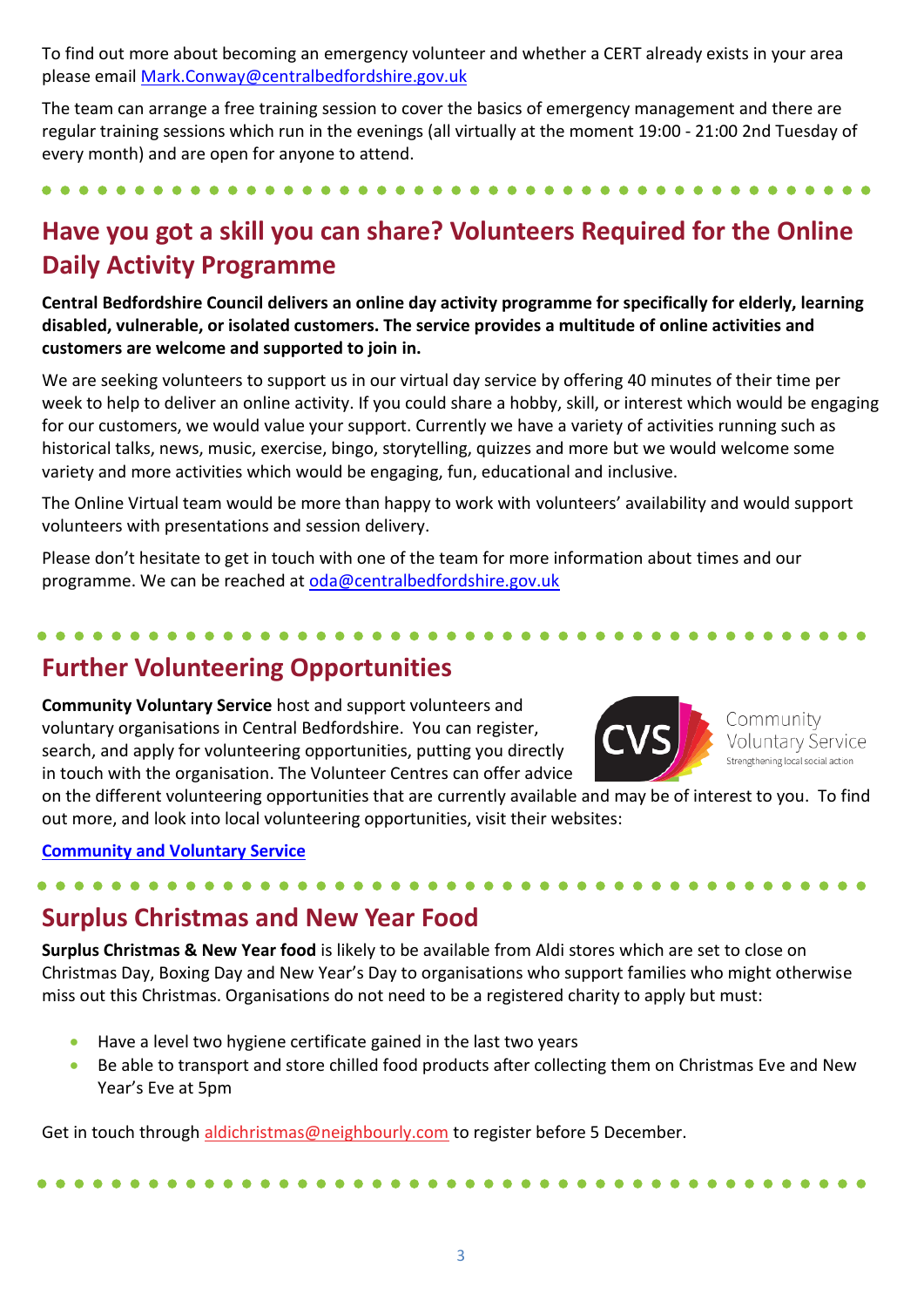To find out more about becoming an emergency volunteer and whether a CERT already exists in your area please email [Mark.Conway@centralbedfordshire.gov.uk](mailto:Mark.Conway@centralbedfordshire.gov.uk)

The team can arrange a free training session to cover the basics of emergency management and there are regular training sessions which run in the evenings (all virtually at the moment 19:00 - 21:00 2nd Tuesday of every month) and are open for anyone to attend.

## Have you got a skill you can share? Volunteers Required for the Online Daily Activity Programme

**Central Bedfordshire Council delivers an online day activity programme for specifically for elderly, learning disabled, vulnerable, or isolated customers. The service provides a multitude of online activities and customers are welcome and supported to join in.**

We are seeking volunteers to support us in our virtual day service by offering 40 minutes of their time per week to help to deliver an online activity. If you could share a hobby, skill, or interest which would be engaging for our customers, we would value your support. Currently we have a variety of activities running such as historical talks, news, music, exercise, bingo, storytelling, quizzes and more but we would welcome some variety and more activities which would be engaging, fun, educational and inclusive.

The Online Virtual team would be more than happy to work with volunteers' availability and would support volunteers with presentations and session delivery.

Please don't hesitate to get in touch with one of the team for more information about times and our programme. We can be reached at [oda@centralbedfordshire.gov.uk](mailto:oda@centralbedfordshire.gov.uk)

## Further Volunteering Opportunities

**Community Voluntary Service** host and support volunteers and voluntary organisations in Central Bedfordshire. You can register, search, and apply for volunteering opportunities, putting you directly in touch with the organisation. The Volunteer Centres can offer advice on the different volunteering opportunities that are currently available and may be of interest to you. To find out more, and look into local volunteering opportunities, visit their websites:

**[Community and Voluntary Service]()**

## Surplus Christmas and New Year Food

**Surplus Christmas & New Year food** is likely to be available from Aldi stores which are set to close on Christmas Day, Boxing Day and New Year's Day to organisations who support families who might otherwise miss out this Christmas. Organisations do not need to be a registered charity to apply but must:

- Have a level two hygiene certificate gained in the last two years
- Be able to transport and store chilled food products after collecting them on Christmas Eve and New Year's Eve at 5pm

Get in touch through [aldichristmas@neighbourly.com](mailto:aldichristmas@neighbourly.com) to register before 5 December.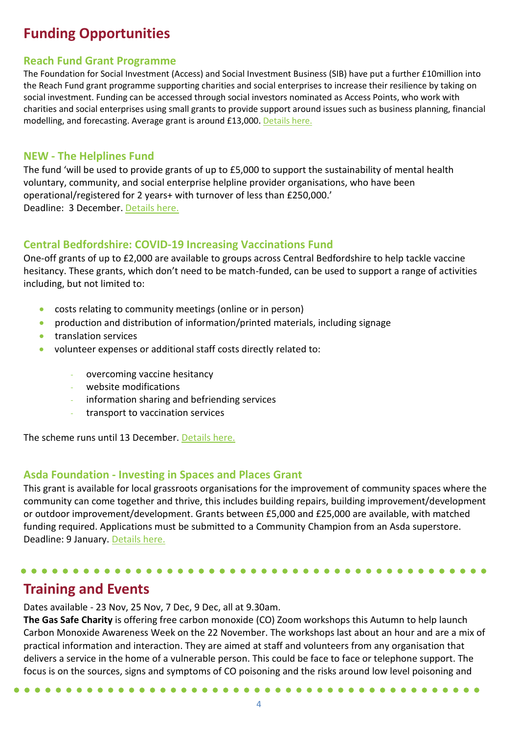# Funding Opportunities

## Reach Fund Grant Programme

The Foundation for Social Investment (Access) and Social Investment Business (SIB) have put a further £10million into the Reach Fund grant programme supporting charities and social enterprises to increase their resilience by taking on social investment. Funding can be accessed through social investors nominated as Access Points, who work with charities and social enterprises using small grants to provide support around issues such as business planning, financial modelling, and forecasting. Average grant is around £13,000. Details here.

## NEW - The Helplines Fund

The fund 'will be used to provide grants of up to £5,000 to support the sustainability of mental health voluntary, community, and social enterprise helpline provider organisations, who have been operational/registered for 2 years+ with turnover of less than £250,000.'
Deadline: 3 December. Details here.

## Central Bedfordshire: COVID-19 Increasing Vaccinations Fund

One-off grants of up to £2,000 are available to groups across Central Bedfordshire to help tackle vaccine hesitancy. These grants, which don't need to be match-funded, can be used to support a range of activities including, but not limited to:

- costs relating to community meetings (online or in person)
- production and distribution of information/printed materials, including signage
- translation services
- volunteer expenses or additional staff costs directly related to:
  - overcoming vaccine hesitancy
  - website modifications
  - information sharing and befriending services
  - transport to vaccination services

The scheme runs until 13 December. Details here.

## Asda Foundation - Investing in Spaces and Places Grant

This grant is available for local grassroots organisations for the improvement of community spaces where the community can come together and thrive, this includes building repairs, building improvement/development or outdoor improvement/development. Grants between £5,000 and £25,000 are available, with matched funding required. Applications must be submitted to a Community Champion from an Asda superstore.
Deadline: 9 January. Details here.

# Training and Events

Dates available - 23 Nov, 25 Nov, 7 Dec, 9 Dec, all at 9.30am.

**The Gas Safe Charity** is offering free carbon monoxide (CO) Zoom workshops this Autumn to help launch Carbon Monoxide Awareness Week on the 22 November. The workshops last about an hour and are a mix of practical information and interaction. They are aimed at staff and volunteers from any organisation that delivers a service in the home of a vulnerable person. This could be face to face or telephone support. The focus is on the sources, signs and symptoms of CO poisoning and the risks around low level poisoning and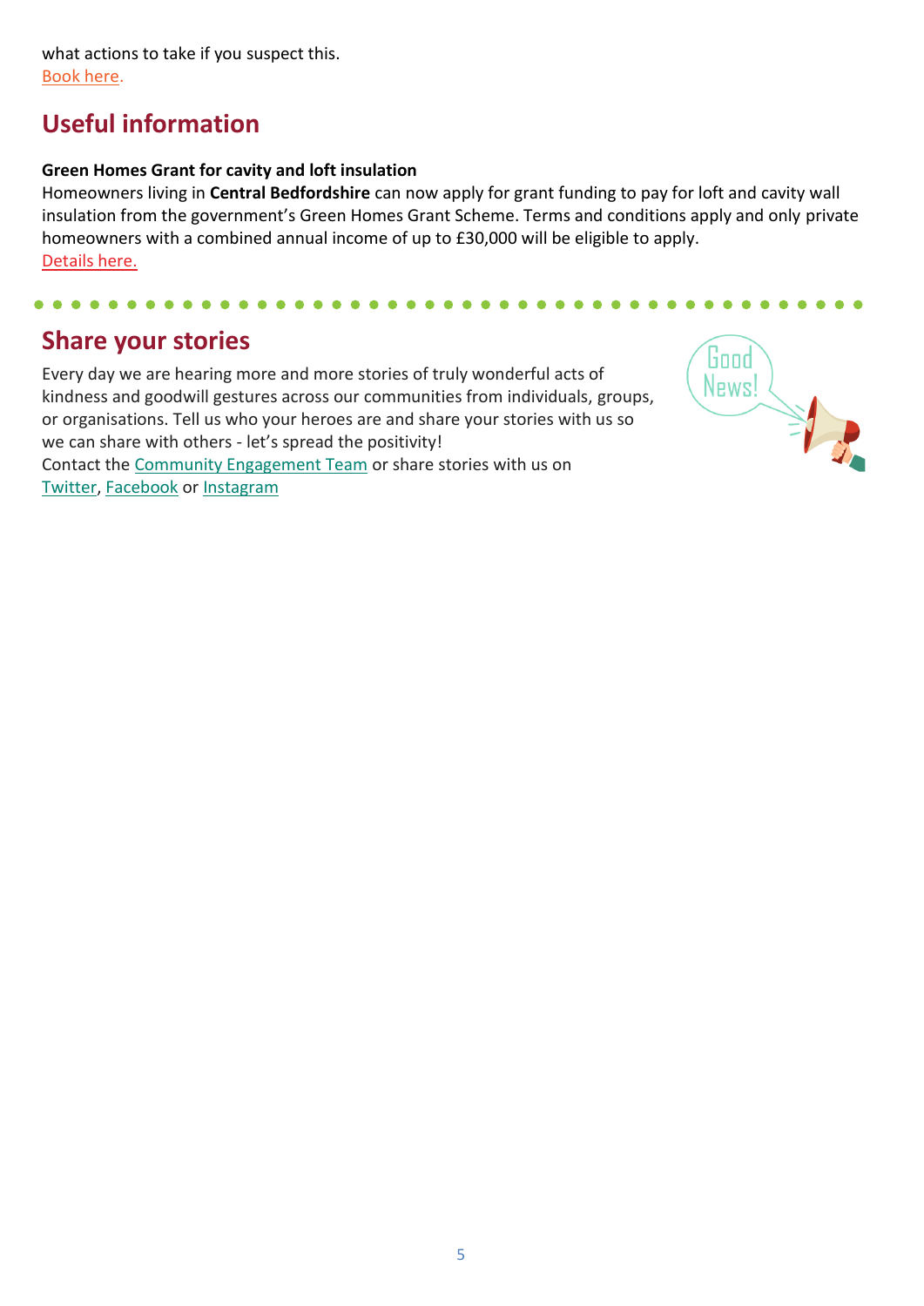what actions to take if you suspect this.
Book here.

## Useful information

**Green Homes Grant for cavity and loft insulation**

Homeowners living in **Central Bedfordshire** can now apply for grant funding to pay for loft and cavity wall insulation from the government's Green Homes Grant Scheme. Terms and conditions apply and only private homeowners with a combined annual income of up to £30,000 will be eligible to apply.
Details here.

## Share your stories

Every day we are hearing more and more stories of truly wonderful acts of kindness and goodwill gestures across our communities from individuals, groups, or organisations. Tell us who your heroes are and share your stories with us so we can share with others - let's spread the positivity!
Contact the Community Engagement Team or share stories with us on Twitter, Facebook or Instagram